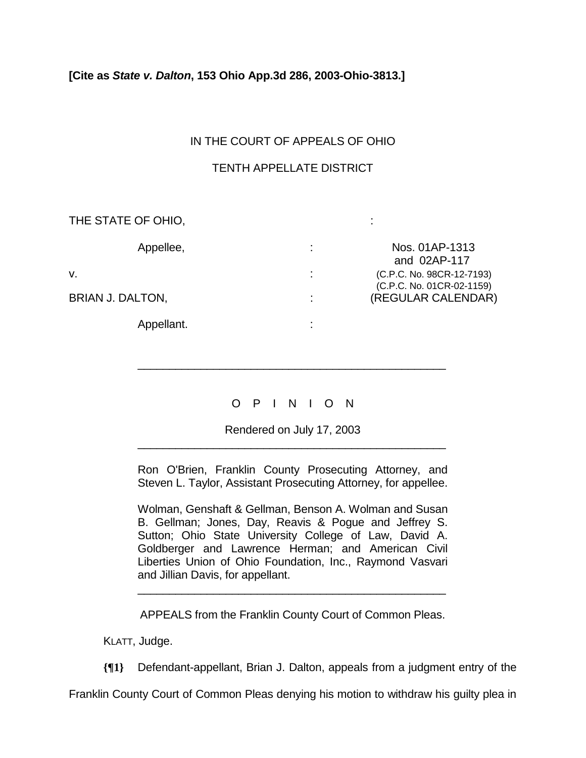**[Cite as *State v. Dalton*, 153 Ohio App.3d 286, 2003-Ohio-3813.]**

IN THE COURT OF APPEALS OF OHIO

TENTH APPELLATE DISTRICT

| | | |
|---|---|---|
| THE STATE OF OHIO, | : | |
| Appellee, | : | Nos. 01AP-1313 and 02AP-117 |
| v. | : | (C.P.C. No. 98CR-12-7193) (C.P.C. No. 01CR-02-1159) |
| BRIAN J. DALTON, | : | (REGULAR CALENDAR) |
| Appellant. | : | |

---

O P I N I O N

Rendered on July 17, 2003

---

Ron O'Brien, Franklin County Prosecuting Attorney, and Steven L. Taylor, Assistant Prosecuting Attorney, for appellee.

Wolman, Genshaft & Gellman, Benson A. Wolman and Susan B. Gellman; Jones, Day, Reavis & Pogue and Jeffrey S. Sutton; Ohio State University College of Law, David A. Goldberger and Lawrence Herman; and American Civil Liberties Union of Ohio Foundation, Inc., Raymond Vasvari and Jillian Davis, for appellant.

---

APPEALS from the Franklin County Court of Common Pleas.

KLATT, Judge.

**{¶1}** Defendant-appellant, Brian J. Dalton, appeals from a judgment entry of the Franklin County Court of Common Pleas denying his motion to withdraw his guilty plea in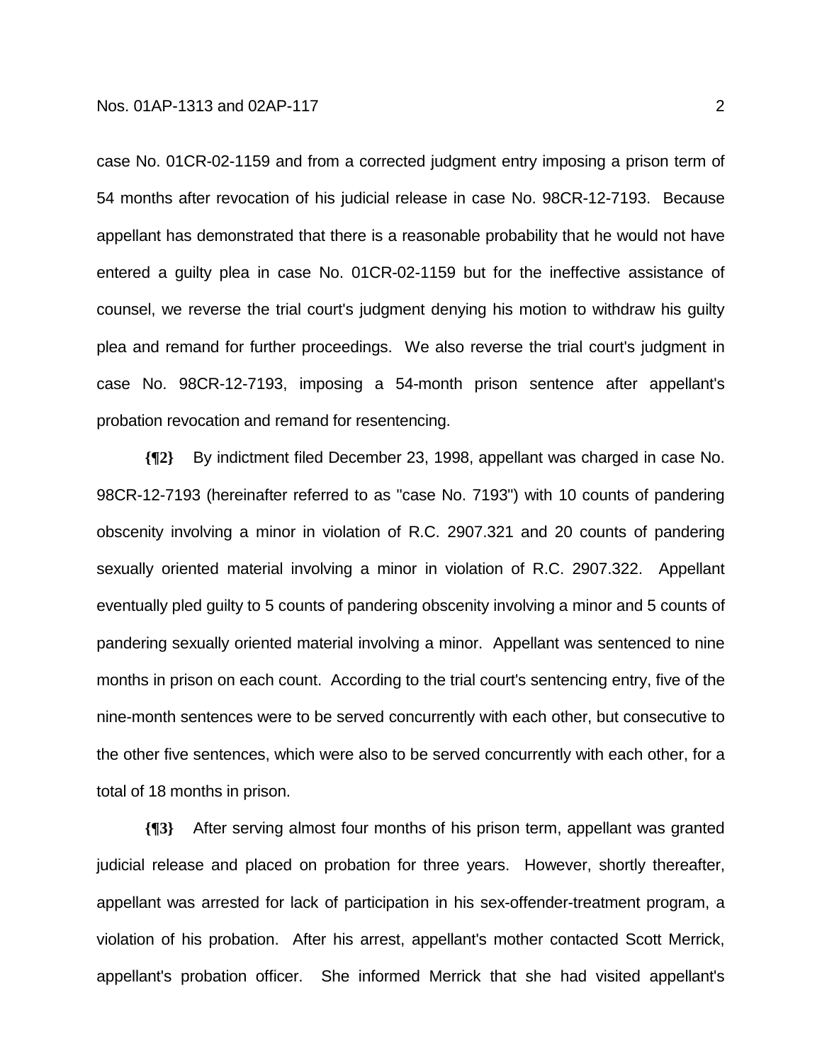case No. 01CR-02-1159 and from a corrected judgment entry imposing a prison term of 54 months after revocation of his judicial release in case No. 98CR-12-7193. Because appellant has demonstrated that there is a reasonable probability that he would not have entered a guilty plea in case No. 01CR-02-1159 but for the ineffective assistance of counsel, we reverse the trial court's judgment denying his motion to withdraw his guilty plea and remand for further proceedings. We also reverse the trial court's judgment in case No. 98CR-12-7193, imposing a 54-month prison sentence after appellant's probation revocation and remand for resentencing.

**{¶2}** By indictment filed December 23, 1998, appellant was charged in case No. 98CR-12-7193 (hereinafter referred to as "case No. 7193") with 10 counts of pandering obscenity involving a minor in violation of R.C. 2907.321 and 20 counts of pandering sexually oriented material involving a minor in violation of R.C. 2907.322. Appellant eventually pled guilty to 5 counts of pandering obscenity involving a minor and 5 counts of pandering sexually oriented material involving a minor. Appellant was sentenced to nine months in prison on each count. According to the trial court's sentencing entry, five of the nine-month sentences were to be served concurrently with each other, but consecutive to the other five sentences, which were also to be served concurrently with each other, for a total of 18 months in prison.

**{¶3}** After serving almost four months of his prison term, appellant was granted judicial release and placed on probation for three years. However, shortly thereafter, appellant was arrested for lack of participation in his sex-offender-treatment program, a violation of his probation. After his arrest, appellant's mother contacted Scott Merrick, appellant's probation officer. She informed Merrick that she had visited appellant's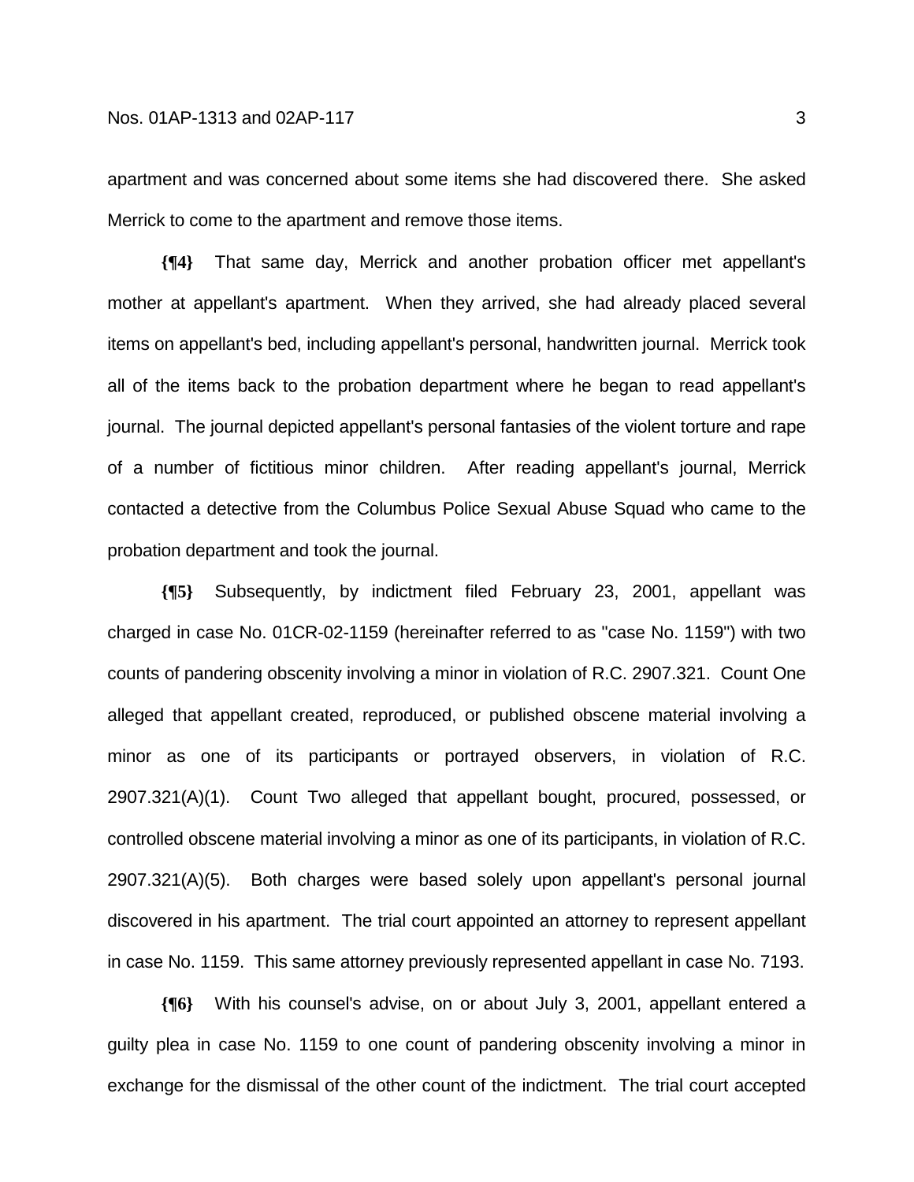apartment and was concerned about some items she had discovered there. She asked Merrick to come to the apartment and remove those items.

**{¶4}** That same day, Merrick and another probation officer met appellant's mother at appellant's apartment. When they arrived, she had already placed several items on appellant's bed, including appellant's personal, handwritten journal. Merrick took all of the items back to the probation department where he began to read appellant's journal. The journal depicted appellant's personal fantasies of the violent torture and rape of a number of fictitious minor children. After reading appellant's journal, Merrick contacted a detective from the Columbus Police Sexual Abuse Squad who came to the probation department and took the journal.

**{¶5}** Subsequently, by indictment filed February 23, 2001, appellant was charged in case No. 01CR-02-1159 (hereinafter referred to as "case No. 1159") with two counts of pandering obscenity involving a minor in violation of R.C. 2907.321. Count One alleged that appellant created, reproduced, or published obscene material involving a minor as one of its participants or portrayed observers, in violation of R.C. 2907.321(A)(1). Count Two alleged that appellant bought, procured, possessed, or controlled obscene material involving a minor as one of its participants, in violation of R.C. 2907.321(A)(5). Both charges were based solely upon appellant's personal journal discovered in his apartment. The trial court appointed an attorney to represent appellant in case No. 1159. This same attorney previously represented appellant in case No. 7193.

**{¶6}** With his counsel's advise, on or about July 3, 2001, appellant entered a guilty plea in case No. 1159 to one count of pandering obscenity involving a minor in exchange for the dismissal of the other count of the indictment. The trial court accepted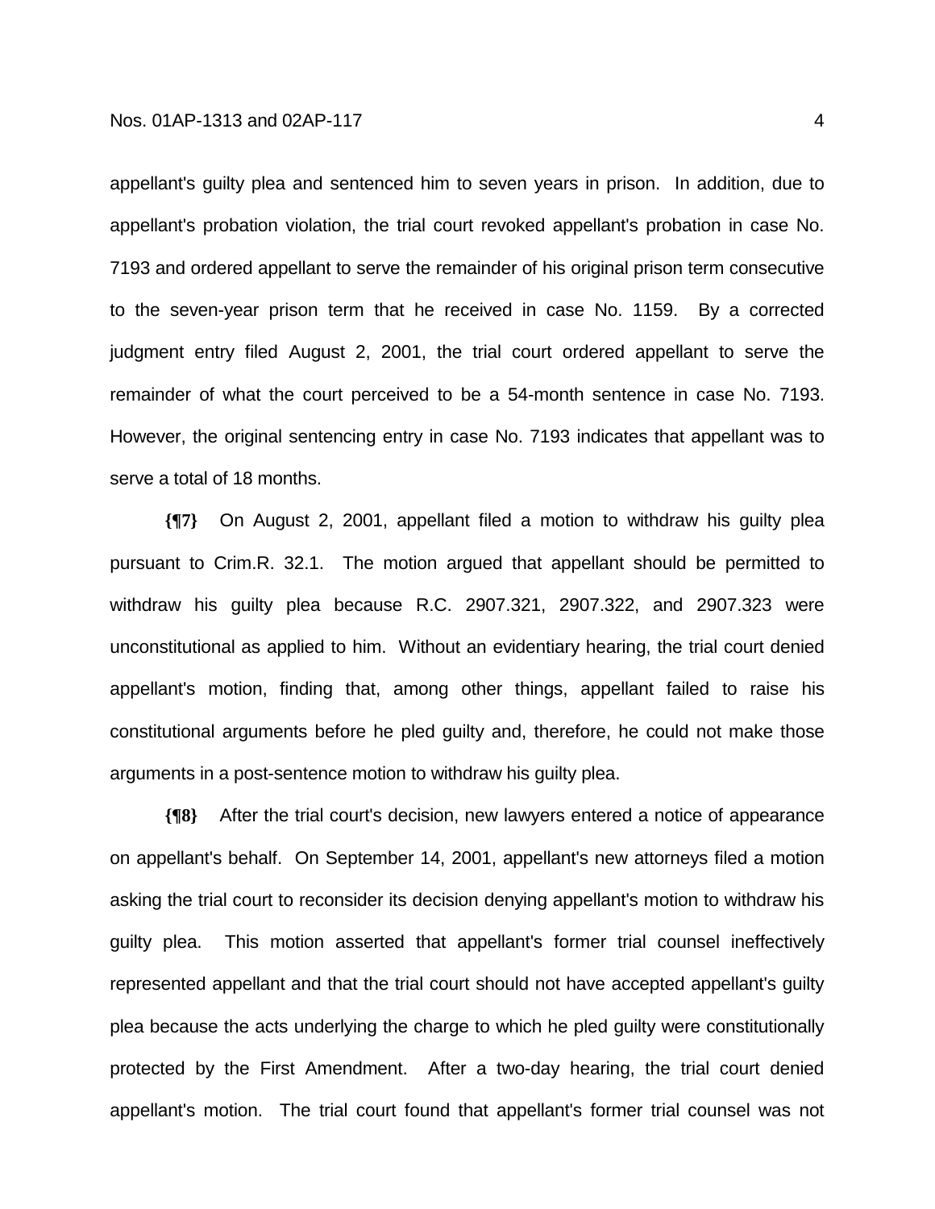appellant's guilty plea and sentenced him to seven years in prison. In addition, due to appellant's probation violation, the trial court revoked appellant's probation in case No. 7193 and ordered appellant to serve the remainder of his original prison term consecutive to the seven-year prison term that he received in case No. 1159. By a corrected judgment entry filed August 2, 2001, the trial court ordered appellant to serve the remainder of what the court perceived to be a 54-month sentence in case No. 7193. However, the original sentencing entry in case No. 7193 indicates that appellant was to serve a total of 18 months.

**{¶7}** On August 2, 2001, appellant filed a motion to withdraw his guilty plea pursuant to Crim.R. 32.1. The motion argued that appellant should be permitted to withdraw his guilty plea because R.C. 2907.321, 2907.322, and 2907.323 were unconstitutional as applied to him. Without an evidentiary hearing, the trial court denied appellant's motion, finding that, among other things, appellant failed to raise his constitutional arguments before he pled guilty and, therefore, he could not make those arguments in a post-sentence motion to withdraw his guilty plea.

**{¶8}** After the trial court's decision, new lawyers entered a notice of appearance on appellant's behalf. On September 14, 2001, appellant's new attorneys filed a motion asking the trial court to reconsider its decision denying appellant's motion to withdraw his guilty plea. This motion asserted that appellant's former trial counsel ineffectively represented appellant and that the trial court should not have accepted appellant's guilty plea because the acts underlying the charge to which he pled guilty were constitutionally protected by the First Amendment. After a two-day hearing, the trial court denied appellant's motion. The trial court found that appellant's former trial counsel was not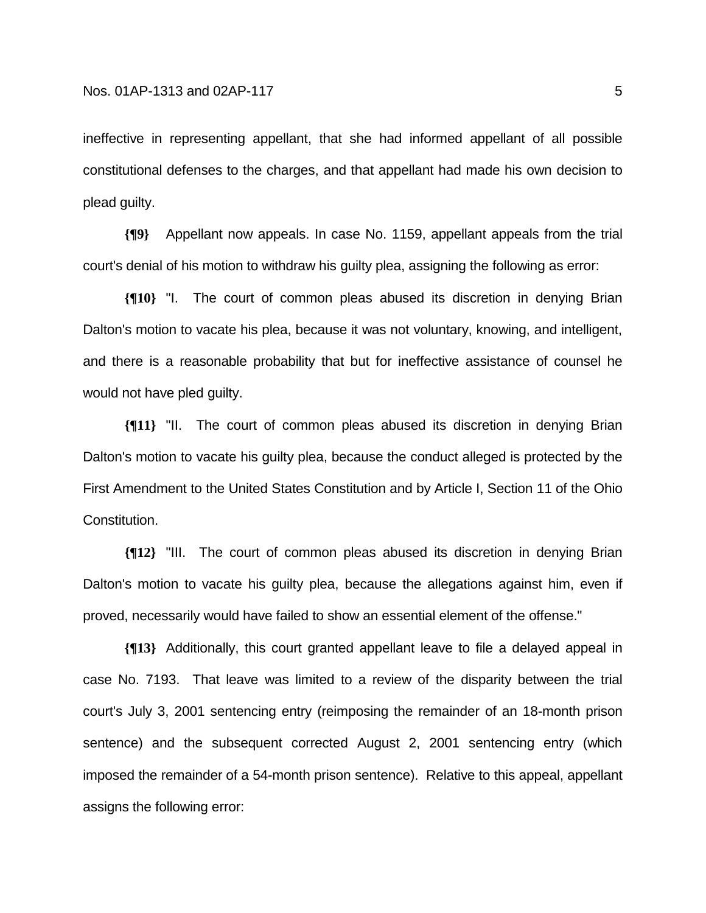ineffective in representing appellant, that she had informed appellant of all possible constitutional defenses to the charges, and that appellant had made his own decision to plead guilty.

**{¶9}** Appellant now appeals. In case No. 1159, appellant appeals from the trial court's denial of his motion to withdraw his guilty plea, assigning the following as error:

**{¶10}** "I. The court of common pleas abused its discretion in denying Brian Dalton's motion to vacate his plea, because it was not voluntary, knowing, and intelligent, and there is a reasonable probability that but for ineffective assistance of counsel he would not have pled guilty.

**{¶11}** "II. The court of common pleas abused its discretion in denying Brian Dalton's motion to vacate his guilty plea, because the conduct alleged is protected by the First Amendment to the United States Constitution and by Article I, Section 11 of the Ohio Constitution.

**{¶12}** "III. The court of common pleas abused its discretion in denying Brian Dalton's motion to vacate his guilty plea, because the allegations against him, even if proved, necessarily would have failed to show an essential element of the offense."

**{¶13}** Additionally, this court granted appellant leave to file a delayed appeal in case No. 7193. That leave was limited to a review of the disparity between the trial court's July 3, 2001 sentencing entry (reimposing the remainder of an 18-month prison sentence) and the subsequent corrected August 2, 2001 sentencing entry (which imposed the remainder of a 54-month prison sentence). Relative to this appeal, appellant assigns the following error: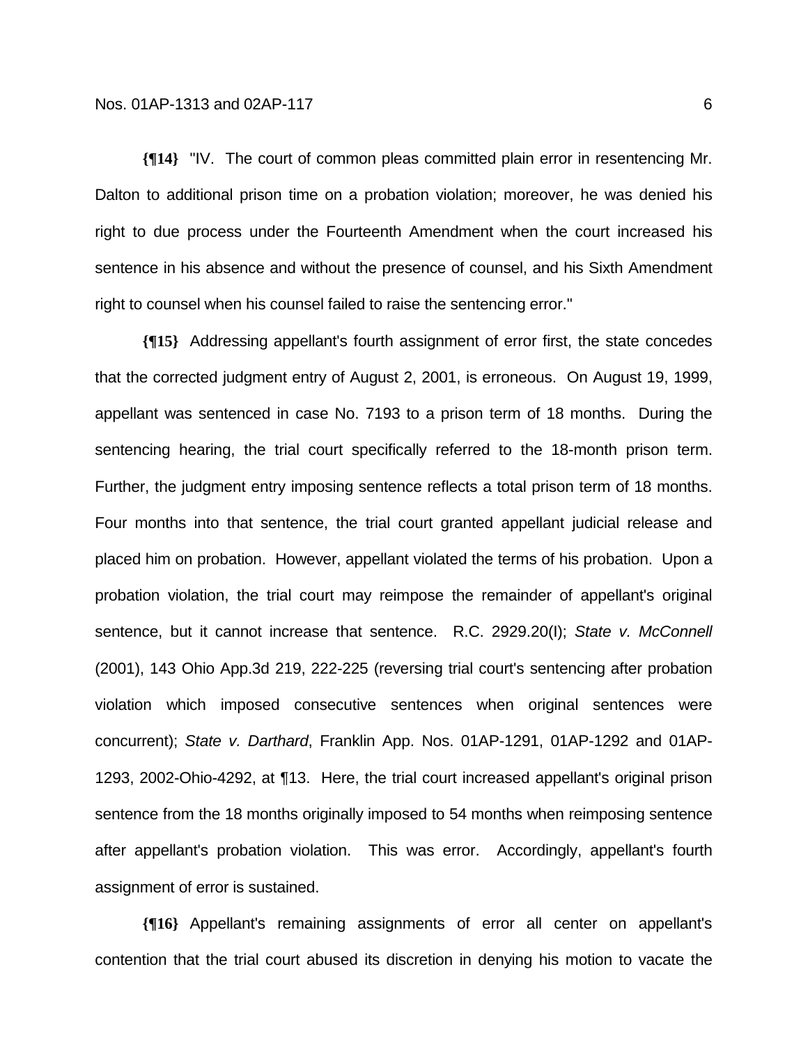**{¶14}** "IV. The court of common pleas committed plain error in resentencing Mr. Dalton to additional prison time on a probation violation; moreover, he was denied his right to due process under the Fourteenth Amendment when the court increased his sentence in his absence and without the presence of counsel, and his Sixth Amendment right to counsel when his counsel failed to raise the sentencing error."

**{¶15}** Addressing appellant's fourth assignment of error first, the state concedes that the corrected judgment entry of August 2, 2001, is erroneous. On August 19, 1999, appellant was sentenced in case No. 7193 to a prison term of 18 months. During the sentencing hearing, the trial court specifically referred to the 18-month prison term. Further, the judgment entry imposing sentence reflects a total prison term of 18 months. Four months into that sentence, the trial court granted appellant judicial release and placed him on probation. However, appellant violated the terms of his probation. Upon a probation violation, the trial court may reimpose the remainder of appellant's original sentence, but it cannot increase that sentence. R.C. 2929.20(I); *State v. McConnell* (2001), 143 Ohio App.3d 219, 222-225 (reversing trial court's sentencing after probation violation which imposed consecutive sentences when original sentences were concurrent); *State v. Darthard*, Franklin App. Nos. 01AP-1291, 01AP-1292 and 01AP-1293, 2002-Ohio-4292, at ¶13. Here, the trial court increased appellant's original prison sentence from the 18 months originally imposed to 54 months when reimposing sentence after appellant's probation violation. This was error. Accordingly, appellant's fourth assignment of error is sustained.

**{¶16}** Appellant's remaining assignments of error all center on appellant's contention that the trial court abused its discretion in denying his motion to vacate the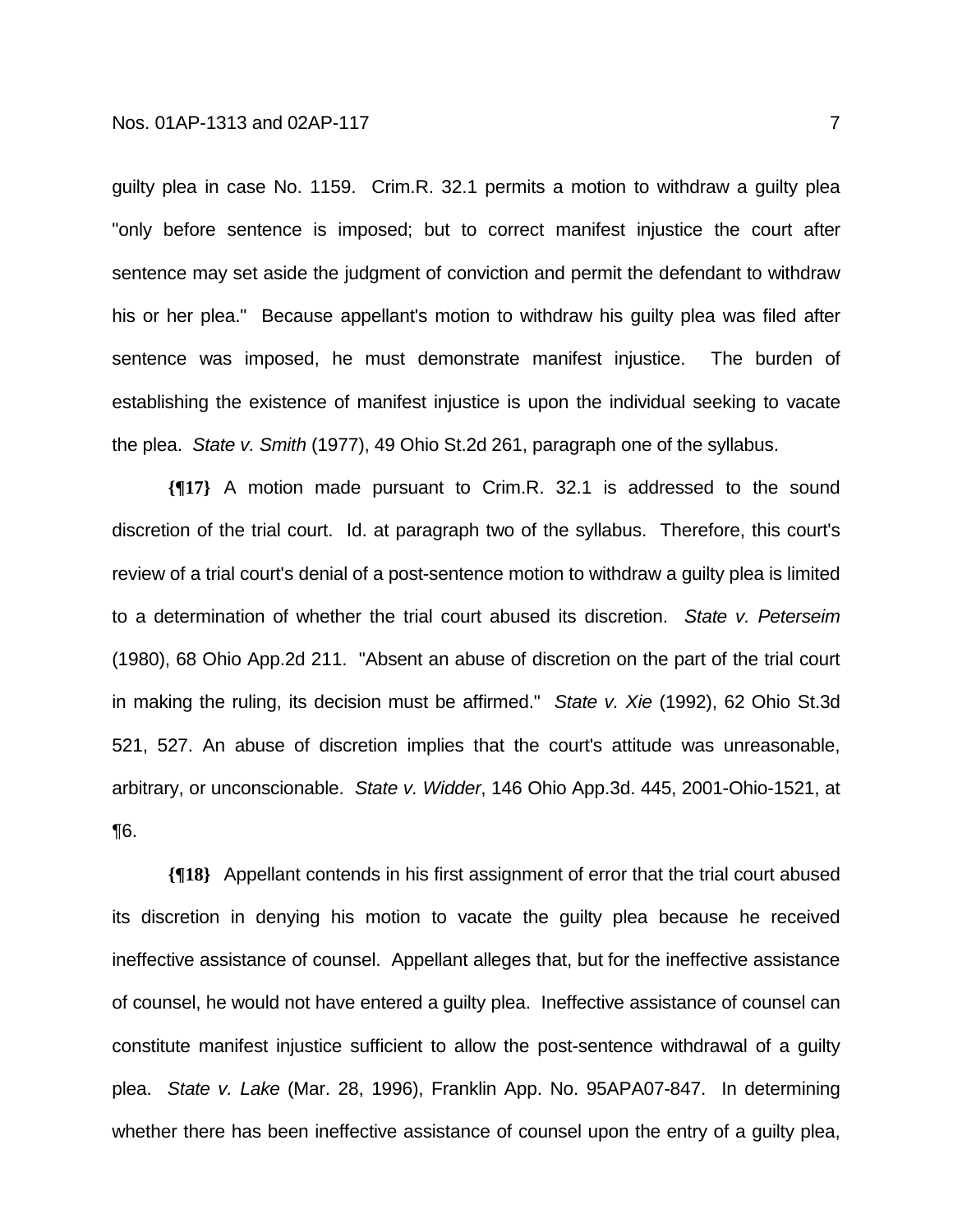guilty plea in case No. 1159. Crim.R. 32.1 permits a motion to withdraw a guilty plea "only before sentence is imposed; but to correct manifest injustice the court after sentence may set aside the judgment of conviction and permit the defendant to withdraw his or her plea." Because appellant's motion to withdraw his guilty plea was filed after sentence was imposed, he must demonstrate manifest injustice. The burden of establishing the existence of manifest injustice is upon the individual seeking to vacate the plea. *State v. Smith* (1977), 49 Ohio St.2d 261, paragraph one of the syllabus.

**{¶17}** A motion made pursuant to Crim.R. 32.1 is addressed to the sound discretion of the trial court. Id. at paragraph two of the syllabus. Therefore, this court's review of a trial court's denial of a post-sentence motion to withdraw a guilty plea is limited to a determination of whether the trial court abused its discretion. *State v. Peterseim* (1980), 68 Ohio App.2d 211. "Absent an abuse of discretion on the part of the trial court in making the ruling, its decision must be affirmed." *State v. Xie* (1992), 62 Ohio St.3d 521, 527. An abuse of discretion implies that the court's attitude was unreasonable, arbitrary, or unconscionable. *State v. Widder*, 146 Ohio App.3d. 445, 2001-Ohio-1521, at ¶6.

**{¶18}** Appellant contends in his first assignment of error that the trial court abused its discretion in denying his motion to vacate the guilty plea because he received ineffective assistance of counsel. Appellant alleges that, but for the ineffective assistance of counsel, he would not have entered a guilty plea. Ineffective assistance of counsel can constitute manifest injustice sufficient to allow the post-sentence withdrawal of a guilty plea. *State v. Lake* (Mar. 28, 1996), Franklin App. No. 95APA07-847. In determining whether there has been ineffective assistance of counsel upon the entry of a guilty plea,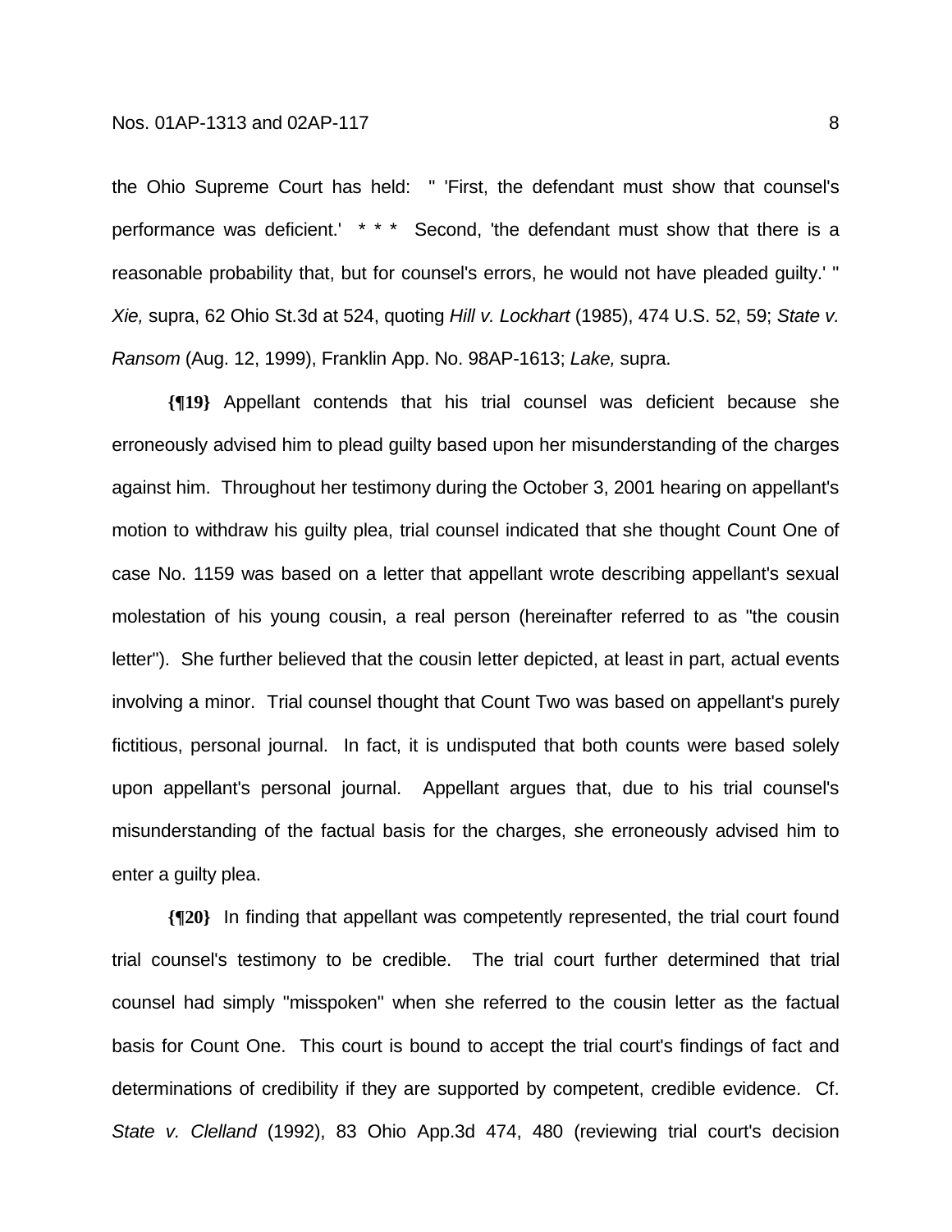the Ohio Supreme Court has held: " 'First, the defendant must show that counsel's performance was deficient.' * * * Second, 'the defendant must show that there is a reasonable probability that, but for counsel's errors, he would not have pleaded guilty.' " *Xie,* supra, 62 Ohio St.3d at 524, quoting *Hill v. Lockhart* (1985), 474 U.S. 52, 59; *State v. Ransom* (Aug. 12, 1999), Franklin App. No. 98AP-1613; *Lake,* supra.

**{¶19}** Appellant contends that his trial counsel was deficient because she erroneously advised him to plead guilty based upon her misunderstanding of the charges against him. Throughout her testimony during the October 3, 2001 hearing on appellant's motion to withdraw his guilty plea, trial counsel indicated that she thought Count One of case No. 1159 was based on a letter that appellant wrote describing appellant's sexual molestation of his young cousin, a real person (hereinafter referred to as "the cousin letter"). She further believed that the cousin letter depicted, at least in part, actual events involving a minor. Trial counsel thought that Count Two was based on appellant's purely fictitious, personal journal. In fact, it is undisputed that both counts were based solely upon appellant's personal journal. Appellant argues that, due to his trial counsel's misunderstanding of the factual basis for the charges, she erroneously advised him to enter a guilty plea.

**{¶20}** In finding that appellant was competently represented, the trial court found trial counsel's testimony to be credible. The trial court further determined that trial counsel had simply "misspoken" when she referred to the cousin letter as the factual basis for Count One. This court is bound to accept the trial court's findings of fact and determinations of credibility if they are supported by competent, credible evidence. Cf. *State v. Clelland* (1992), 83 Ohio App.3d 474, 480 (reviewing trial court's decision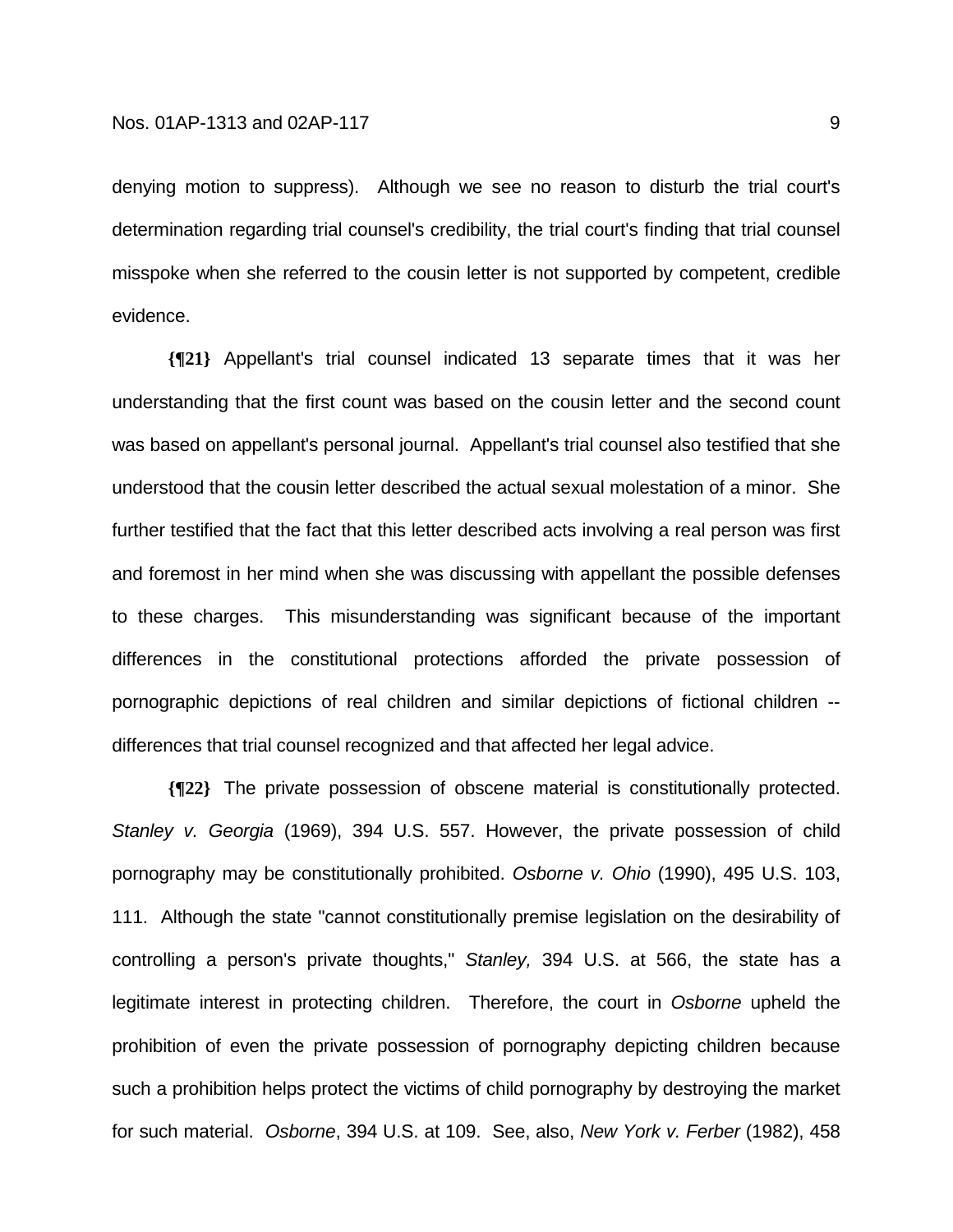denying motion to suppress). Although we see no reason to disturb the trial court's determination regarding trial counsel's credibility, the trial court's finding that trial counsel misspoke when she referred to the cousin letter is not supported by competent, credible evidence.

**{¶21}** Appellant's trial counsel indicated 13 separate times that it was her understanding that the first count was based on the cousin letter and the second count was based on appellant's personal journal. Appellant's trial counsel also testified that she understood that the cousin letter described the actual sexual molestation of a minor. She further testified that the fact that this letter described acts involving a real person was first and foremost in her mind when she was discussing with appellant the possible defenses to these charges. This misunderstanding was significant because of the important differences in the constitutional protections afforded the private possession of pornographic depictions of real children and similar depictions of fictional children -- differences that trial counsel recognized and that affected her legal advice.

**{¶22}** The private possession of obscene material is constitutionally protected. *Stanley v. Georgia* (1969), 394 U.S. 557. However, the private possession of child pornography may be constitutionally prohibited. *Osborne v. Ohio* (1990), 495 U.S. 103, 111. Although the state "cannot constitutionally premise legislation on the desirability of controlling a person's private thoughts," *Stanley,* 394 U.S. at 566, the state has a legitimate interest in protecting children. Therefore, the court in *Osborne* upheld the prohibition of even the private possession of pornography depicting children because such a prohibition helps protect the victims of child pornography by destroying the market for such material. *Osborne*, 394 U.S. at 109. See, also, *New York v. Ferber* (1982), 458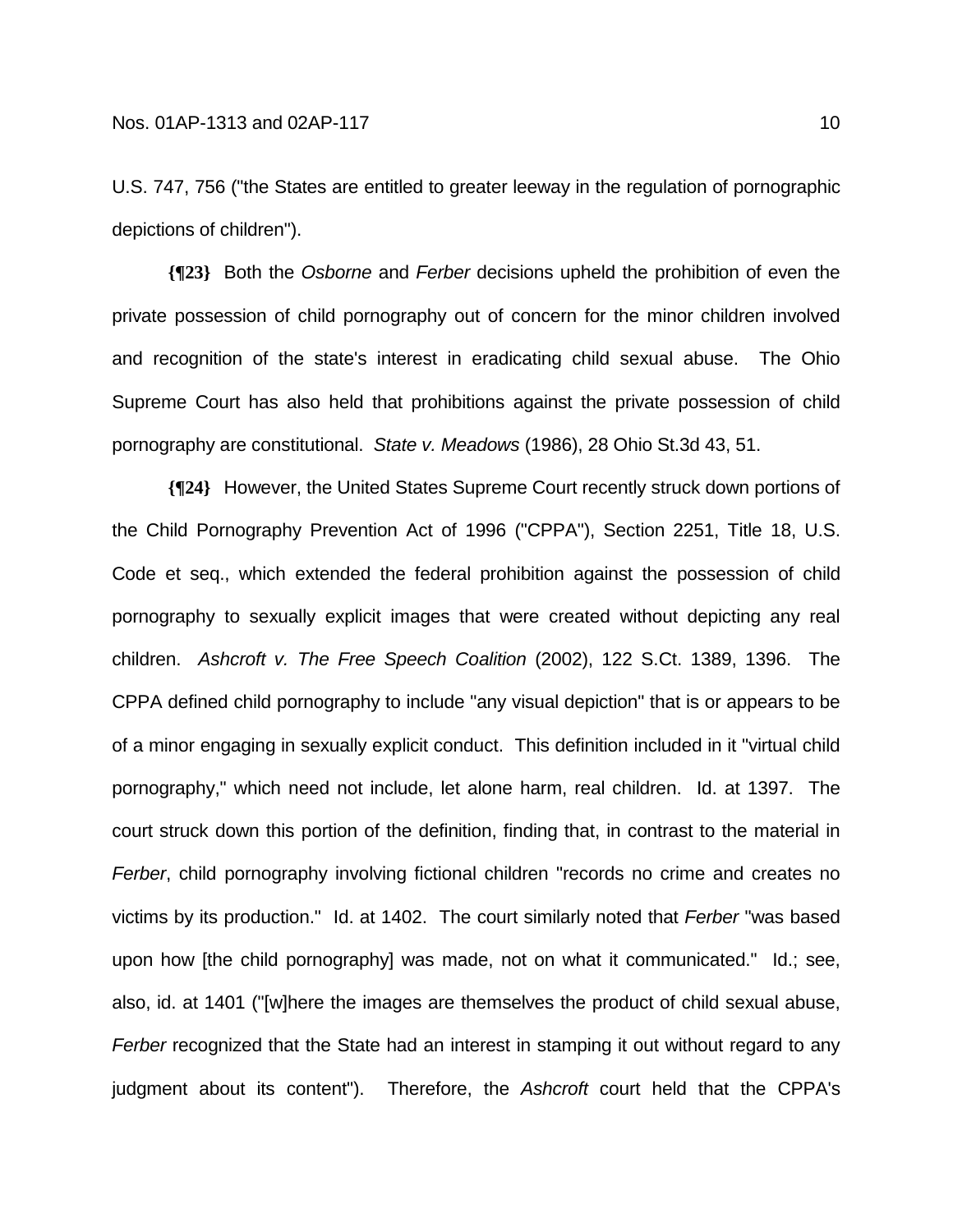U.S. 747, 756 ("the States are entitled to greater leeway in the regulation of pornographic depictions of children").

**{¶23}** Both the *Osborne* and *Ferber* decisions upheld the prohibition of even the private possession of child pornography out of concern for the minor children involved and recognition of the state's interest in eradicating child sexual abuse. The Ohio Supreme Court has also held that prohibitions against the private possession of child pornography are constitutional. *State v. Meadows* (1986), 28 Ohio St.3d 43, 51.

**{¶24}** However, the United States Supreme Court recently struck down portions of the Child Pornography Prevention Act of 1996 ("CPPA"), Section 2251, Title 18, U.S. Code et seq., which extended the federal prohibition against the possession of child pornography to sexually explicit images that were created without depicting any real children. *Ashcroft v. The Free Speech Coalition* (2002), 122 S.Ct. 1389, 1396. The CPPA defined child pornography to include "any visual depiction" that is or appears to be of a minor engaging in sexually explicit conduct. This definition included in it "virtual child pornography," which need not include, let alone harm, real children. Id. at 1397. The court struck down this portion of the definition, finding that, in contrast to the material in *Ferber*, child pornography involving fictional children "records no crime and creates no victims by its production." Id. at 1402. The court similarly noted that *Ferber* "was based upon how [the child pornography] was made, not on what it communicated." Id.; see, also, id. at 1401 ("[w]here the images are themselves the product of child sexual abuse, *Ferber* recognized that the State had an interest in stamping it out without regard to any judgment about its content"). Therefore, the *Ashcroft* court held that the CPPA's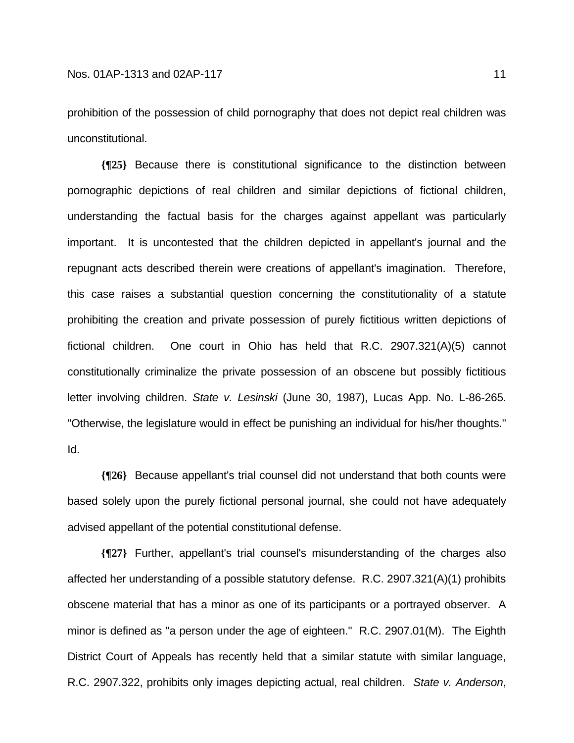prohibition of the possession of child pornography that does not depict real children was unconstitutional.

**{¶25}** Because there is constitutional significance to the distinction between pornographic depictions of real children and similar depictions of fictional children, understanding the factual basis for the charges against appellant was particularly important. It is uncontested that the children depicted in appellant's journal and the repugnant acts described therein were creations of appellant's imagination. Therefore, this case raises a substantial question concerning the constitutionality of a statute prohibiting the creation and private possession of purely fictitious written depictions of fictional children. One court in Ohio has held that R.C. 2907.321(A)(5) cannot constitutionally criminalize the private possession of an obscene but possibly fictitious letter involving children. *State v. Lesinski* (June 30, 1987), Lucas App. No. L-86-265. "Otherwise, the legislature would in effect be punishing an individual for his/her thoughts." Id.

**{¶26}** Because appellant's trial counsel did not understand that both counts were based solely upon the purely fictional personal journal, she could not have adequately advised appellant of the potential constitutional defense.

**{¶27}** Further, appellant's trial counsel's misunderstanding of the charges also affected her understanding of a possible statutory defense. R.C. 2907.321(A)(1) prohibits obscene material that has a minor as one of its participants or a portrayed observer. A minor is defined as "a person under the age of eighteen." R.C. 2907.01(M). The Eighth District Court of Appeals has recently held that a similar statute with similar language, R.C. 2907.322, prohibits only images depicting actual, real children. *State v. Anderson*,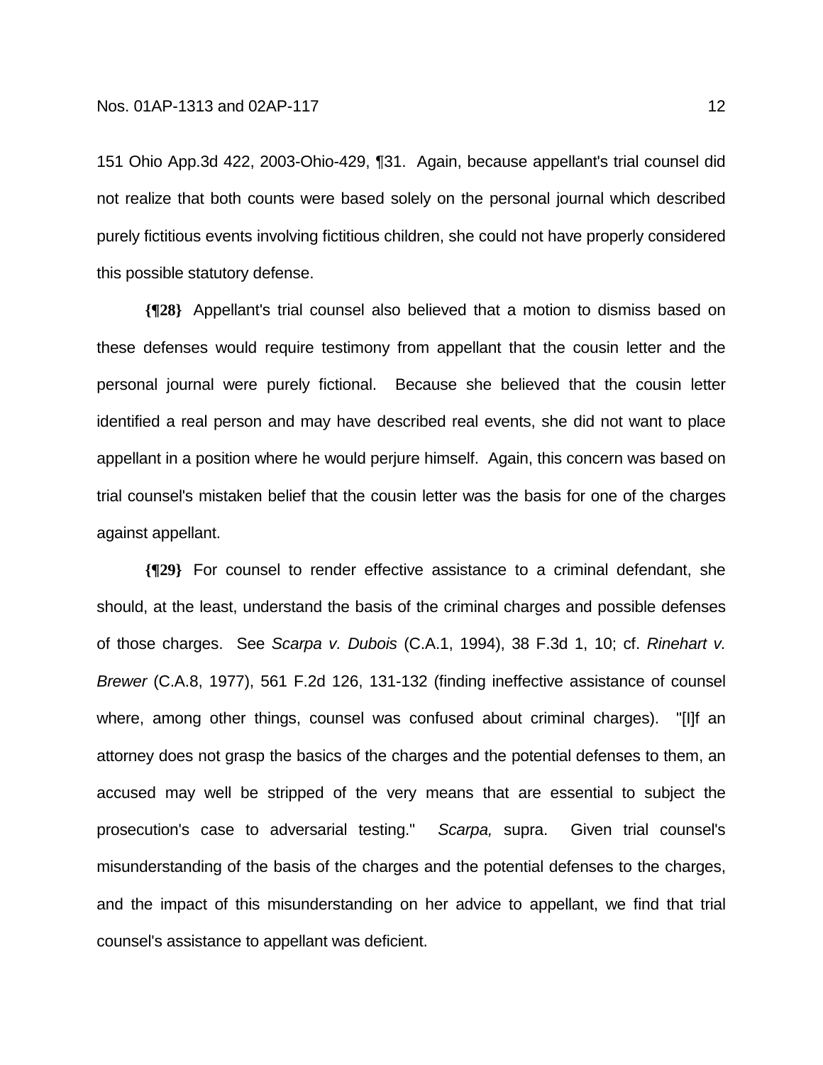151 Ohio App.3d 422, 2003-Ohio-429, ¶31. Again, because appellant's trial counsel did not realize that both counts were based solely on the personal journal which described purely fictitious events involving fictitious children, she could not have properly considered this possible statutory defense.

**{¶28}** Appellant's trial counsel also believed that a motion to dismiss based on these defenses would require testimony from appellant that the cousin letter and the personal journal were purely fictional. Because she believed that the cousin letter identified a real person and may have described real events, she did not want to place appellant in a position where he would perjure himself. Again, this concern was based on trial counsel's mistaken belief that the cousin letter was the basis for one of the charges against appellant.

**{¶29}** For counsel to render effective assistance to a criminal defendant, she should, at the least, understand the basis of the criminal charges and possible defenses of those charges. See *Scarpa v. Dubois* (C.A.1, 1994), 38 F.3d 1, 10; cf. *Rinehart v. Brewer* (C.A.8, 1977), 561 F.2d 126, 131-132 (finding ineffective assistance of counsel where, among other things, counsel was confused about criminal charges). "[I]f an attorney does not grasp the basics of the charges and the potential defenses to them, an accused may well be stripped of the very means that are essential to subject the prosecution's case to adversarial testing." *Scarpa,* supra. Given trial counsel's misunderstanding of the basis of the charges and the potential defenses to the charges, and the impact of this misunderstanding on her advice to appellant, we find that trial counsel's assistance to appellant was deficient.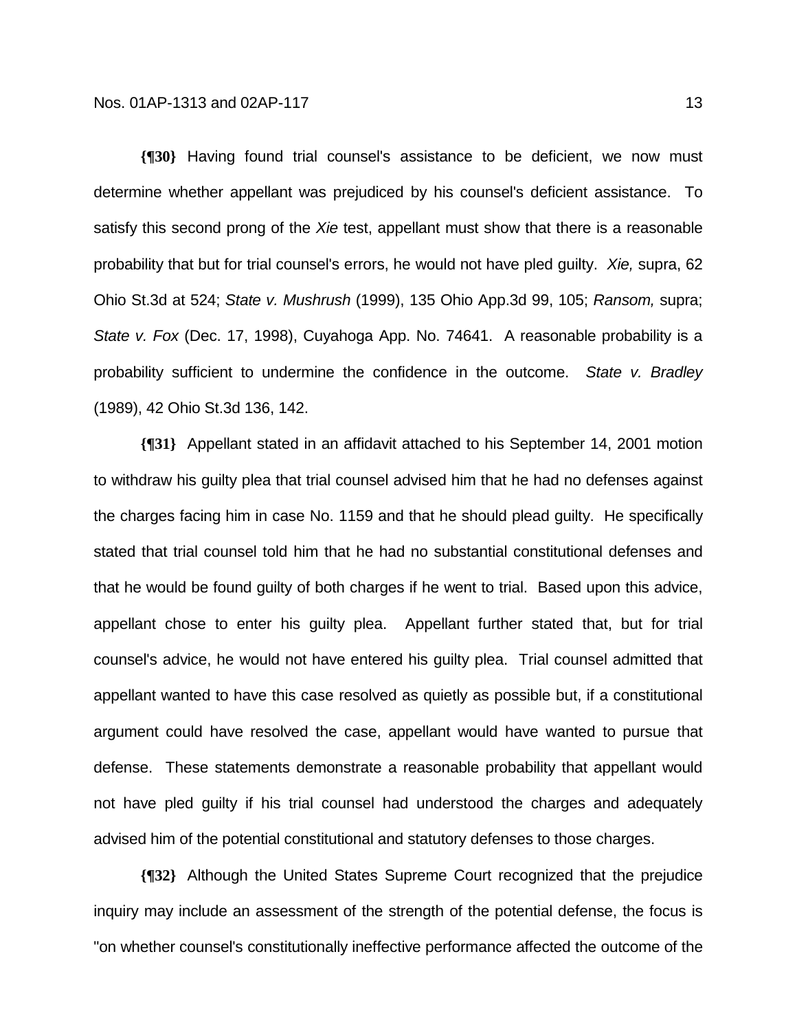**{¶30}** Having found trial counsel's assistance to be deficient, we now must determine whether appellant was prejudiced by his counsel's deficient assistance. To satisfy this second prong of the *Xie* test, appellant must show that there is a reasonable probability that but for trial counsel's errors, he would not have pled guilty. *Xie,* supra, 62 Ohio St.3d at 524; *State v. Mushrush* (1999), 135 Ohio App.3d 99, 105; *Ransom,* supra; *State v. Fox* (Dec. 17, 1998), Cuyahoga App. No. 74641. A reasonable probability is a probability sufficient to undermine the confidence in the outcome. *State v. Bradley* (1989), 42 Ohio St.3d 136, 142.

**{¶31}** Appellant stated in an affidavit attached to his September 14, 2001 motion to withdraw his guilty plea that trial counsel advised him that he had no defenses against the charges facing him in case No. 1159 and that he should plead guilty. He specifically stated that trial counsel told him that he had no substantial constitutional defenses and that he would be found guilty of both charges if he went to trial. Based upon this advice, appellant chose to enter his guilty plea. Appellant further stated that, but for trial counsel's advice, he would not have entered his guilty plea. Trial counsel admitted that appellant wanted to have this case resolved as quietly as possible but, if a constitutional argument could have resolved the case, appellant would have wanted to pursue that defense. These statements demonstrate a reasonable probability that appellant would not have pled guilty if his trial counsel had understood the charges and adequately advised him of the potential constitutional and statutory defenses to those charges.

**{¶32}** Although the United States Supreme Court recognized that the prejudice inquiry may include an assessment of the strength of the potential defense, the focus is "on whether counsel's constitutionally ineffective performance affected the outcome of the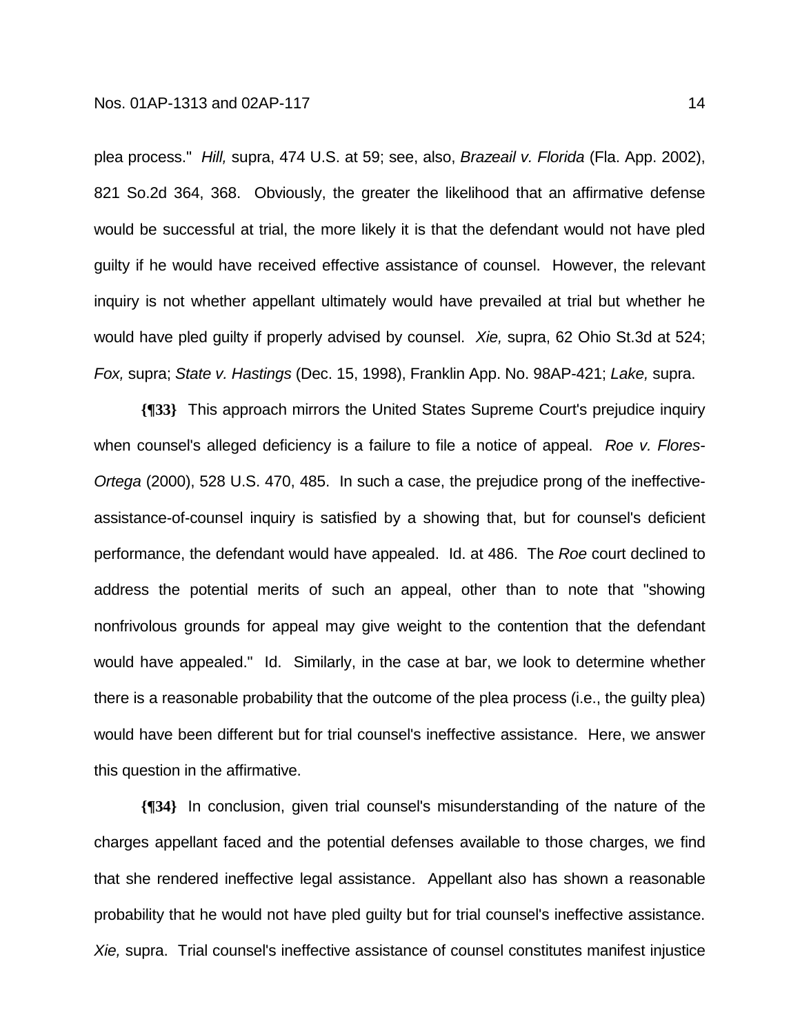plea process." *Hill,* supra, 474 U.S. at 59; see, also, *Brazeail v. Florida* (Fla. App. 2002), 821 So.2d 364, 368. Obviously, the greater the likelihood that an affirmative defense would be successful at trial, the more likely it is that the defendant would not have pled guilty if he would have received effective assistance of counsel. However, the relevant inquiry is not whether appellant ultimately would have prevailed at trial but whether he would have pled guilty if properly advised by counsel. *Xie,* supra, 62 Ohio St.3d at 524; *Fox,* supra; *State v. Hastings* (Dec. 15, 1998), Franklin App. No. 98AP-421; *Lake,* supra.

**{¶33}** This approach mirrors the United States Supreme Court's prejudice inquiry when counsel's alleged deficiency is a failure to file a notice of appeal. *Roe v. Flores-Ortega* (2000), 528 U.S. 470, 485. In such a case, the prejudice prong of the ineffective-assistance-of-counsel inquiry is satisfied by a showing that, but for counsel's deficient performance, the defendant would have appealed. Id. at 486. The *Roe* court declined to address the potential merits of such an appeal, other than to note that "showing nonfrivolous grounds for appeal may give weight to the contention that the defendant would have appealed." Id. Similarly, in the case at bar, we look to determine whether there is a reasonable probability that the outcome of the plea process (i.e., the guilty plea) would have been different but for trial counsel's ineffective assistance. Here, we answer this question in the affirmative.

**{¶34}** In conclusion, given trial counsel's misunderstanding of the nature of the charges appellant faced and the potential defenses available to those charges, we find that she rendered ineffective legal assistance. Appellant also has shown a reasonable probability that he would not have pled guilty but for trial counsel's ineffective assistance. *Xie,* supra. Trial counsel's ineffective assistance of counsel constitutes manifest injustice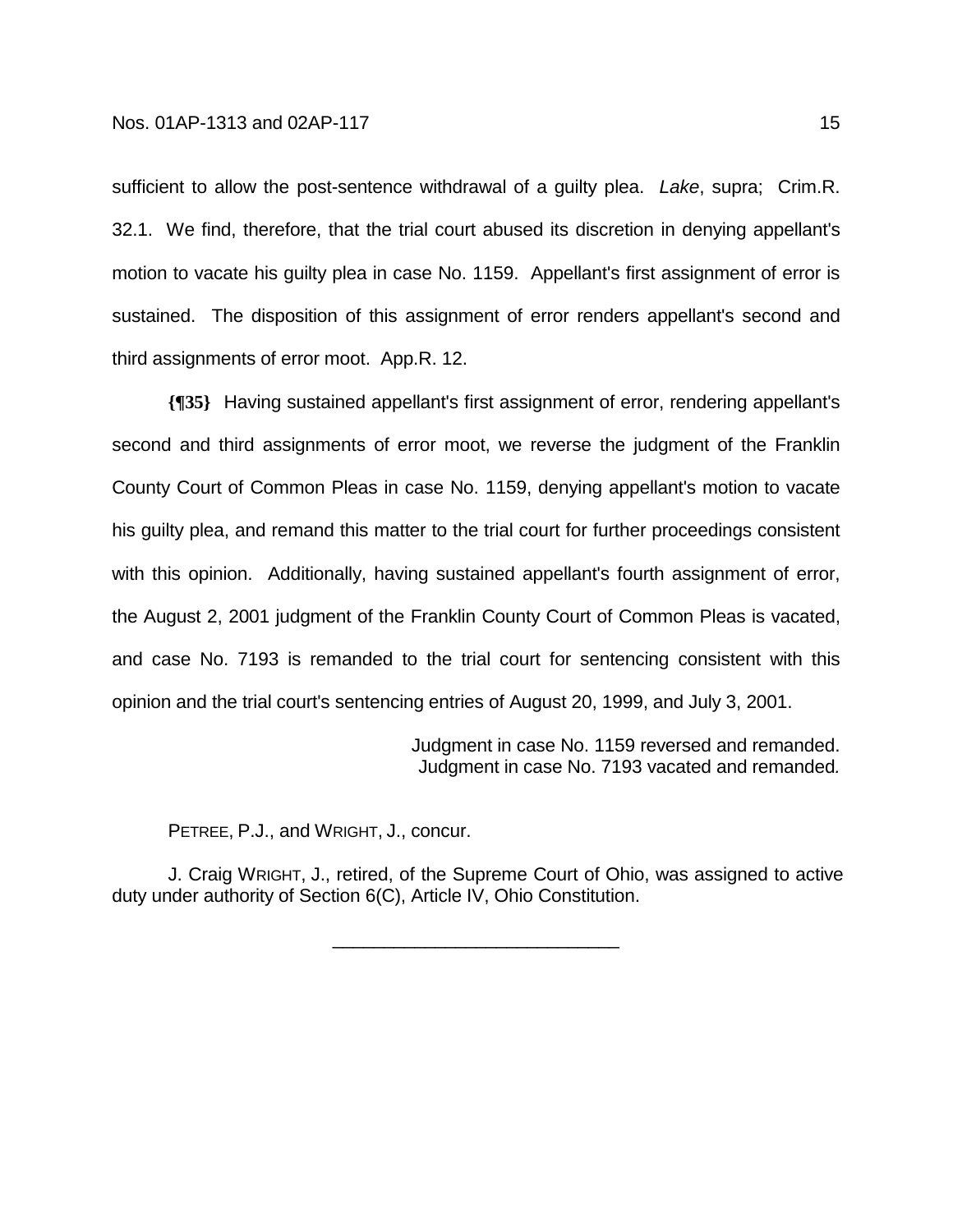sufficient to allow the post-sentence withdrawal of a guilty plea. *Lake*, supra; Crim.R. 32.1. We find, therefore, that the trial court abused its discretion in denying appellant's motion to vacate his guilty plea in case No. 1159. Appellant's first assignment of error is sustained. The disposition of this assignment of error renders appellant's second and third assignments of error moot. App.R. 12.

**{¶35}** Having sustained appellant's first assignment of error, rendering appellant's second and third assignments of error moot, we reverse the judgment of the Franklin County Court of Common Pleas in case No. 1159, denying appellant's motion to vacate his guilty plea, and remand this matter to the trial court for further proceedings consistent with this opinion. Additionally, having sustained appellant's fourth assignment of error, the August 2, 2001 judgment of the Franklin County Court of Common Pleas is vacated, and case No. 7193 is remanded to the trial court for sentencing consistent with this opinion and the trial court's sentencing entries of August 20, 1999, and July 3, 2001.

Judgment in case No. 1159 reversed and remanded.
Judgment in case No. 7193 vacated and remanded.

PETREE, P.J., and WRIGHT, J., concur.

J. Craig WRIGHT, J., retired, of the Supreme Court of Ohio, was assigned to active duty under authority of Section 6(C), Article IV, Ohio Constitution.

\_\_\_\_\_\_\_\_\_\_\_\_\_\_\_\_\_\_\_\_\_\_\_\_\_\_\_\_